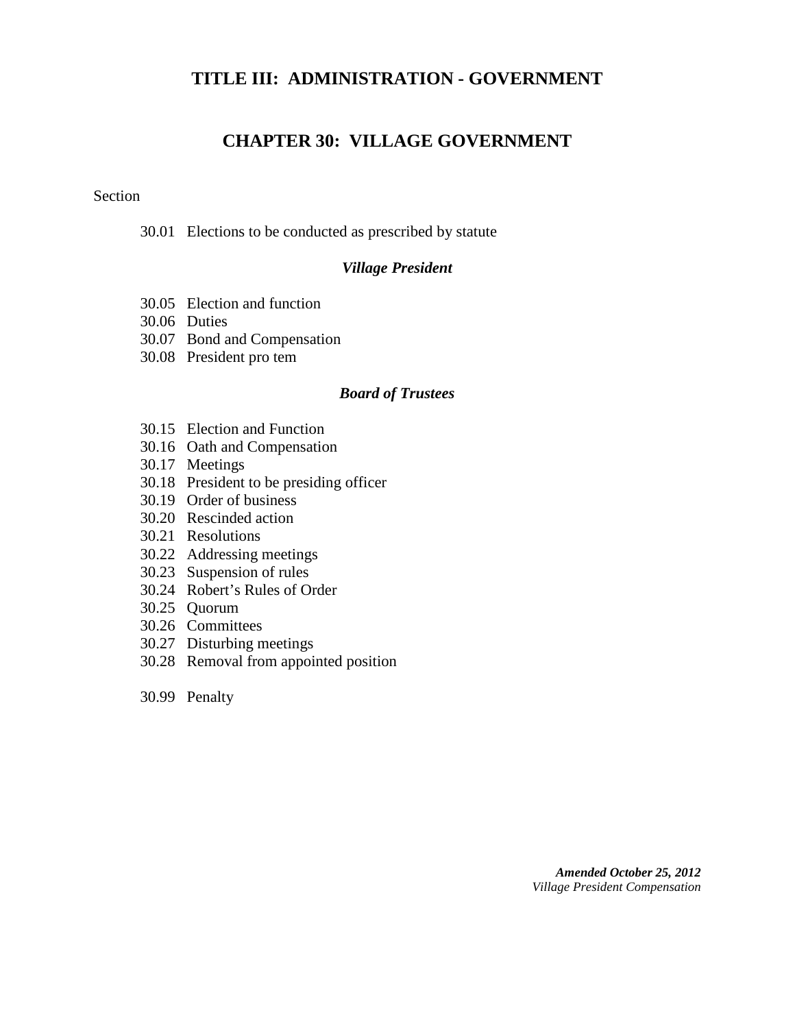# TITLE III: ADMINISTRATION - GOVERNMENT

## CHAPTER 30: VILLAGE GOVERNMENT

Section

30.01 Elections to be conducted as prescribed by statute

***Village President***

30.05 Election and function
30.06 Duties
30.07 Bond and Compensation
30.08 President pro tem

***Board of Trustees***

30.15 Election and Function
30.16 Oath and Compensation
30.17 Meetings
30.18 President to be presiding officer
30.19 Order of business
30.20 Rescinded action
30.21 Resolutions
30.22 Addressing meetings
30.23 Suspension of rules
30.24 Robert's Rules of Order
30.25 Quorum
30.26 Committees
30.27 Disturbing meetings
30.28 Removal from appointed position

30.99 Penalty

***Amended October 25, 2012***
*Village President Compensation*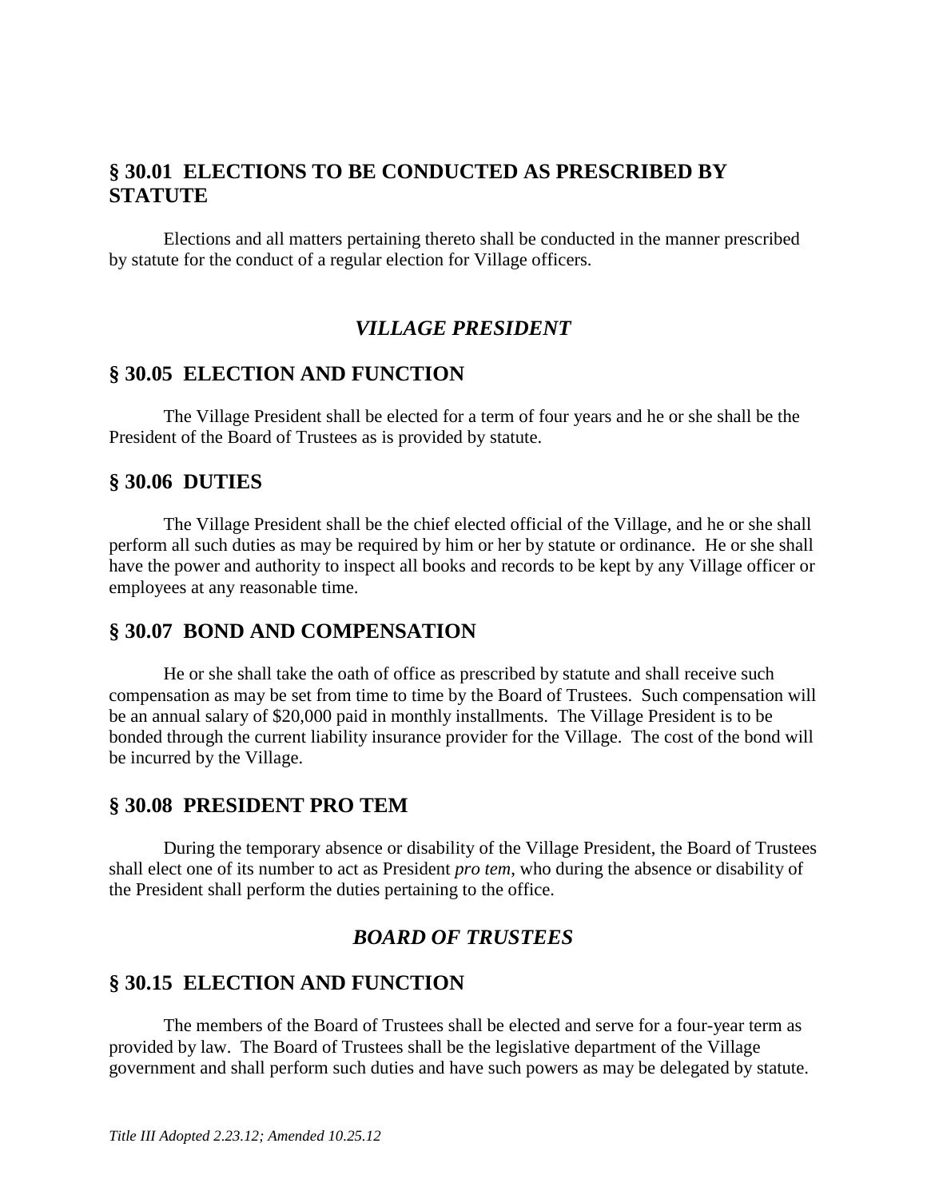## § 30.01 ELECTIONS TO BE CONDUCTED AS PRESCRIBED BY STATUTE

Elections and all matters pertaining thereto shall be conducted in the manner prescribed by statute for the conduct of a regular election for Village officers.

### *VILLAGE PRESIDENT*

## § 30.05 ELECTION AND FUNCTION

The Village President shall be elected for a term of four years and he or she shall be the President of the Board of Trustees as is provided by statute.

## § 30.06 DUTIES

The Village President shall be the chief elected official of the Village, and he or she shall perform all such duties as may be required by him or her by statute or ordinance. He or she shall have the power and authority to inspect all books and records to be kept by any Village officer or employees at any reasonable time.

## § 30.07 BOND AND COMPENSATION

He or she shall take the oath of office as prescribed by statute and shall receive such compensation as may be set from time to time by the Board of Trustees. Such compensation will be an annual salary of $20,000 paid in monthly installments. The Village President is to be bonded through the current liability insurance provider for the Village. The cost of the bond will be incurred by the Village.

## § 30.08 PRESIDENT PRO TEM

During the temporary absence or disability of the Village President, the Board of Trustees shall elect one of its number to act as President *pro tem*, who during the absence or disability of the President shall perform the duties pertaining to the office.

### *BOARD OF TRUSTEES*

## § 30.15 ELECTION AND FUNCTION

The members of the Board of Trustees shall be elected and serve for a four-year term as provided by law. The Board of Trustees shall be the legislative department of the Village government and shall perform such duties and have such powers as may be delegated by statute.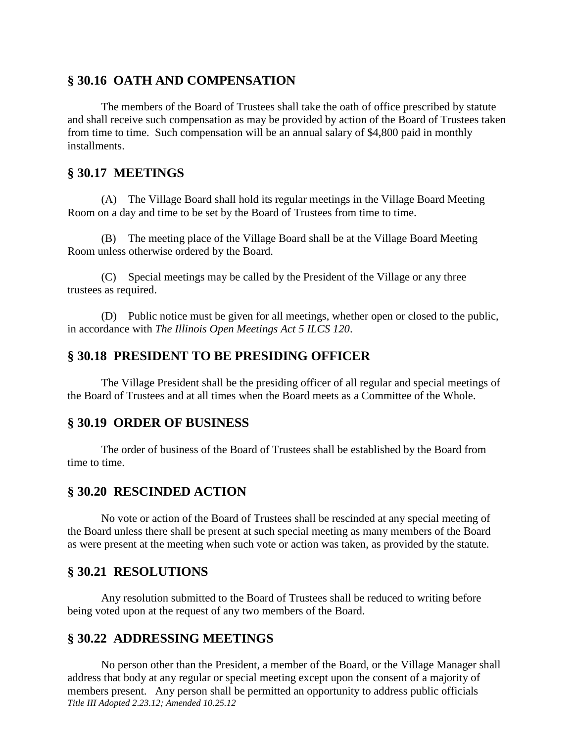## § 30.16 OATH AND COMPENSATION

The members of the Board of Trustees shall take the oath of office prescribed by statute and shall receive such compensation as may be provided by action of the Board of Trustees taken from time to time. Such compensation will be an annual salary of $4,800 paid in monthly installments.

## § 30.17 MEETINGS

(A) The Village Board shall hold its regular meetings in the Village Board Meeting Room on a day and time to be set by the Board of Trustees from time to time.

(B) The meeting place of the Village Board shall be at the Village Board Meeting Room unless otherwise ordered by the Board.

(C) Special meetings may be called by the President of the Village or any three trustees as required.

(D) Public notice must be given for all meetings, whether open or closed to the public, in accordance with *The Illinois Open Meetings Act 5 ILCS 120*.

## § 30.18 PRESIDENT TO BE PRESIDING OFFICER

The Village President shall be the presiding officer of all regular and special meetings of the Board of Trustees and at all times when the Board meets as a Committee of the Whole.

## § 30.19 ORDER OF BUSINESS

The order of business of the Board of Trustees shall be established by the Board from time to time.

## § 30.20 RESCINDED ACTION

No vote or action of the Board of Trustees shall be rescinded at any special meeting of the Board unless there shall be present at such special meeting as many members of the Board as were present at the meeting when such vote or action was taken, as provided by the statute.

## § 30.21 RESOLUTIONS

Any resolution submitted to the Board of Trustees shall be reduced to writing before being voted upon at the request of any two members of the Board.

## § 30.22 ADDRESSING MEETINGS

No person other than the President, a member of the Board, or the Village Manager shall address that body at any regular or special meeting except upon the consent of a majority of members present. Any person shall be permitted an opportunity to address public officials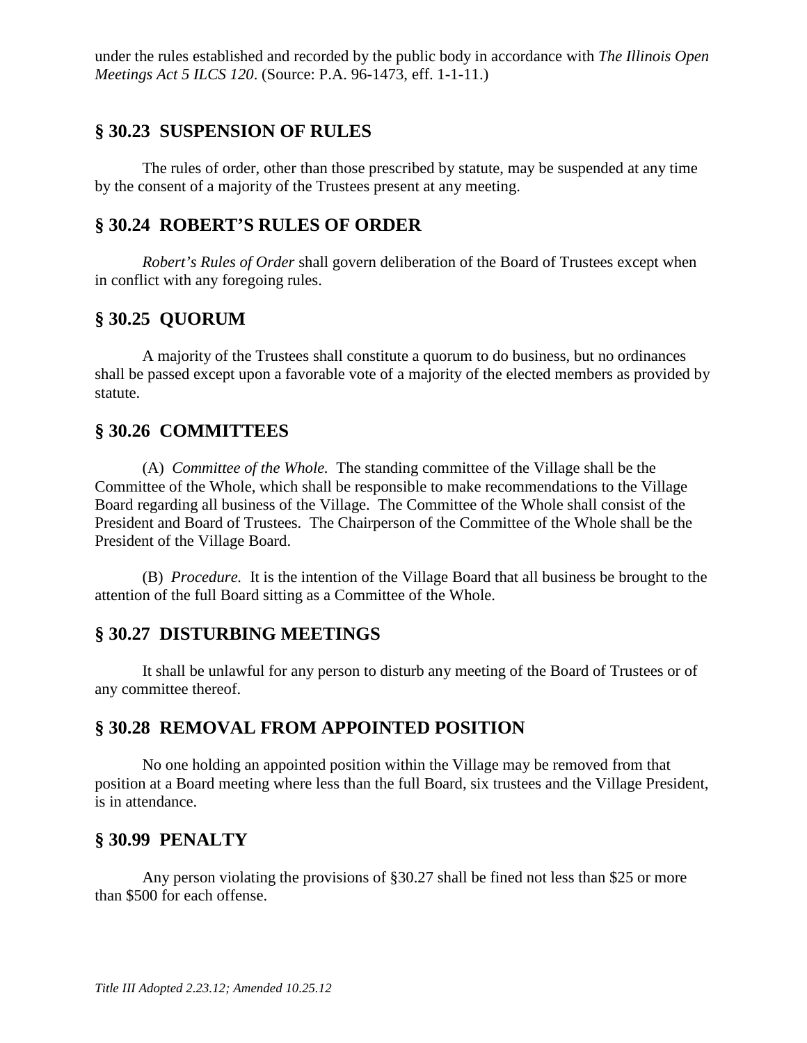under the rules established and recorded by the public body in accordance with *The Illinois Open Meetings Act 5 ILCS 120*. (Source: P.A. 96-1473, eff. 1-1-11.)

## § 30.23 SUSPENSION OF RULES

The rules of order, other than those prescribed by statute, may be suspended at any time by the consent of a majority of the Trustees present at any meeting.

## § 30.24 ROBERT'S RULES OF ORDER

*Robert's Rules of Order* shall govern deliberation of the Board of Trustees except when in conflict with any foregoing rules.

## § 30.25 QUORUM

A majority of the Trustees shall constitute a quorum to do business, but no ordinances shall be passed except upon a favorable vote of a majority of the elected members as provided by statute.

## § 30.26 COMMITTEES

(A) *Committee of the Whole.* The standing committee of the Village shall be the Committee of the Whole, which shall be responsible to make recommendations to the Village Board regarding all business of the Village. The Committee of the Whole shall consist of the President and Board of Trustees. The Chairperson of the Committee of the Whole shall be the President of the Village Board.

(B) *Procedure.* It is the intention of the Village Board that all business be brought to the attention of the full Board sitting as a Committee of the Whole.

## § 30.27 DISTURBING MEETINGS

It shall be unlawful for any person to disturb any meeting of the Board of Trustees or of any committee thereof.

## § 30.28 REMOVAL FROM APPOINTED POSITION

No one holding an appointed position within the Village may be removed from that position at a Board meeting where less than the full Board, six trustees and the Village President, is in attendance.

## § 30.99 PENALTY

Any person violating the provisions of §30.27 shall be fined not less than $25 or more than $500 for each offense.

*Title III Adopted 2.23.12; Amended 10.25.12*